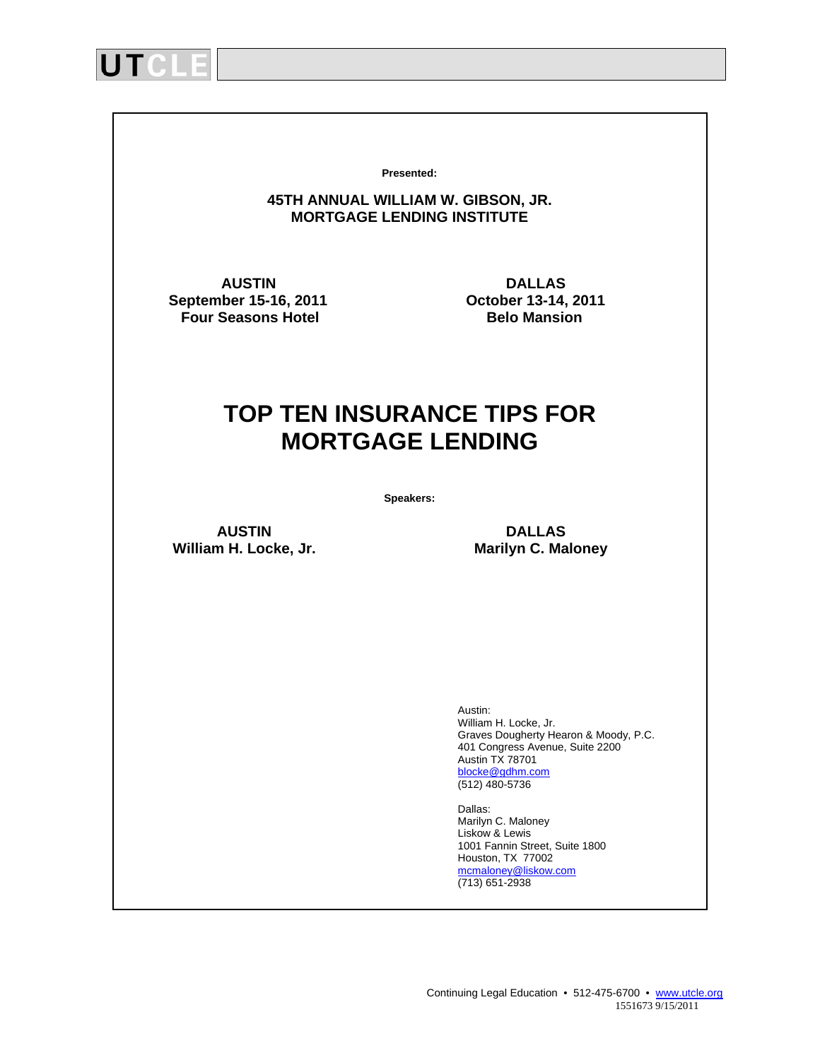UTCLE

**Presented:**

**45TH ANNUAL WILLIAM W. GIBSON, JR.**
**MORTGAGE LENDING INSTITUTE**

**AUSTIN**
**September 15-16, 2011**
**Four Seasons Hotel**

**DALLAS**
**October 13-14, 2011**
**Belo Mansion**

# TOP TEN INSURANCE TIPS FOR MORTGAGE LENDING

**Speakers:**

**AUSTIN**
**William H. Locke, Jr.**

**DALLAS**
**Marilyn C. Maloney**

Austin:
William H. Locke, Jr.
Graves Dougherty Hearon & Moody, P.C.
401 Congress Avenue, Suite 2200
Austin TX 78701
blocke@gdhm.com
(512) 480-5736

Dallas:
Marilyn C. Maloney
Liskow & Lewis
1001 Fannin Street, Suite 1800
Houston, TX 77002
mcmaloney@liskow.com
(713) 651-2938

Continuing Legal Education • 512-475-6700 • www.utcle.org
1551673 9/15/2011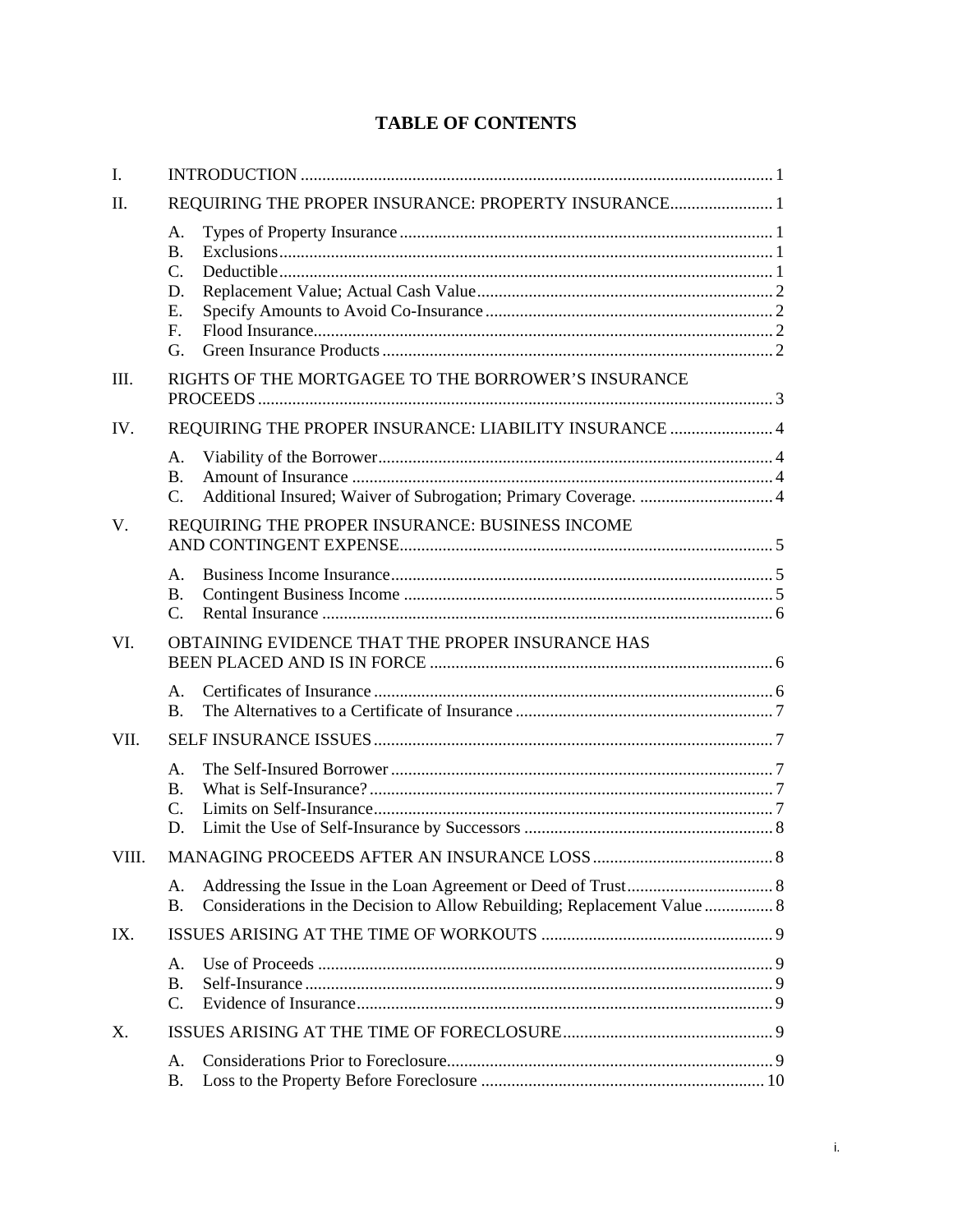# TABLE OF CONTENTS

- I. INTRODUCTION ... 1
- II. REQUIRING THE PROPER INSURANCE: PROPERTY INSURANCE ... 1
  - A. Types of Property Insurance ... 1
  - B. Exclusions ... 1
  - C. Deductible ... 1
  - D. Replacement Value; Actual Cash Value ... 2
  - E. Specify Amounts to Avoid Co-Insurance ... 2
  - F. Flood Insurance ... 2
  - G. Green Insurance Products ... 2
- III. RIGHTS OF THE MORTGAGEE TO THE BORROWER'S INSURANCE PROCEEDS ... 3
- IV. REQUIRING THE PROPER INSURANCE: LIABILITY INSURANCE ... 4
  - A. Viability of the Borrower ... 4
  - B. Amount of Insurance ... 4
  - C. Additional Insured; Waiver of Subrogation; Primary Coverage. ... 4
- V. REQUIRING THE PROPER INSURANCE: BUSINESS INCOME AND CONTINGENT EXPENSE ... 5
  - A. Business Income Insurance ... 5
  - B. Contingent Business Income ... 5
  - C. Rental Insurance ... 6
- VI. OBTAINING EVIDENCE THAT THE PROPER INSURANCE HAS BEEN PLACED AND IS IN FORCE ... 6
  - A. Certificates of Insurance ... 6
  - B. The Alternatives to a Certificate of Insurance ... 7
- VII. SELF INSURANCE ISSUES ... 7
  - A. The Self-Insured Borrower ... 7
  - B. What is Self-Insurance? ... 7
  - C. Limits on Self-Insurance ... 7
  - D. Limit the Use of Self-Insurance by Successors ... 8
- VIII. MANAGING PROCEEDS AFTER AN INSURANCE LOSS ... 8
  - A. Addressing the Issue in the Loan Agreement or Deed of Trust ... 8
  - B. Considerations in the Decision to Allow Rebuilding; Replacement Value ... 8
- IX. ISSUES ARISING AT THE TIME OF WORKOUTS ... 9
  - A. Use of Proceeds ... 9
  - B. Self-Insurance ... 9
  - C. Evidence of Insurance ... 9
- X. ISSUES ARISING AT THE TIME OF FORECLOSURE ... 9
  - A. Considerations Prior to Foreclosure ... 9
  - B. Loss to the Property Before Foreclosure ... 10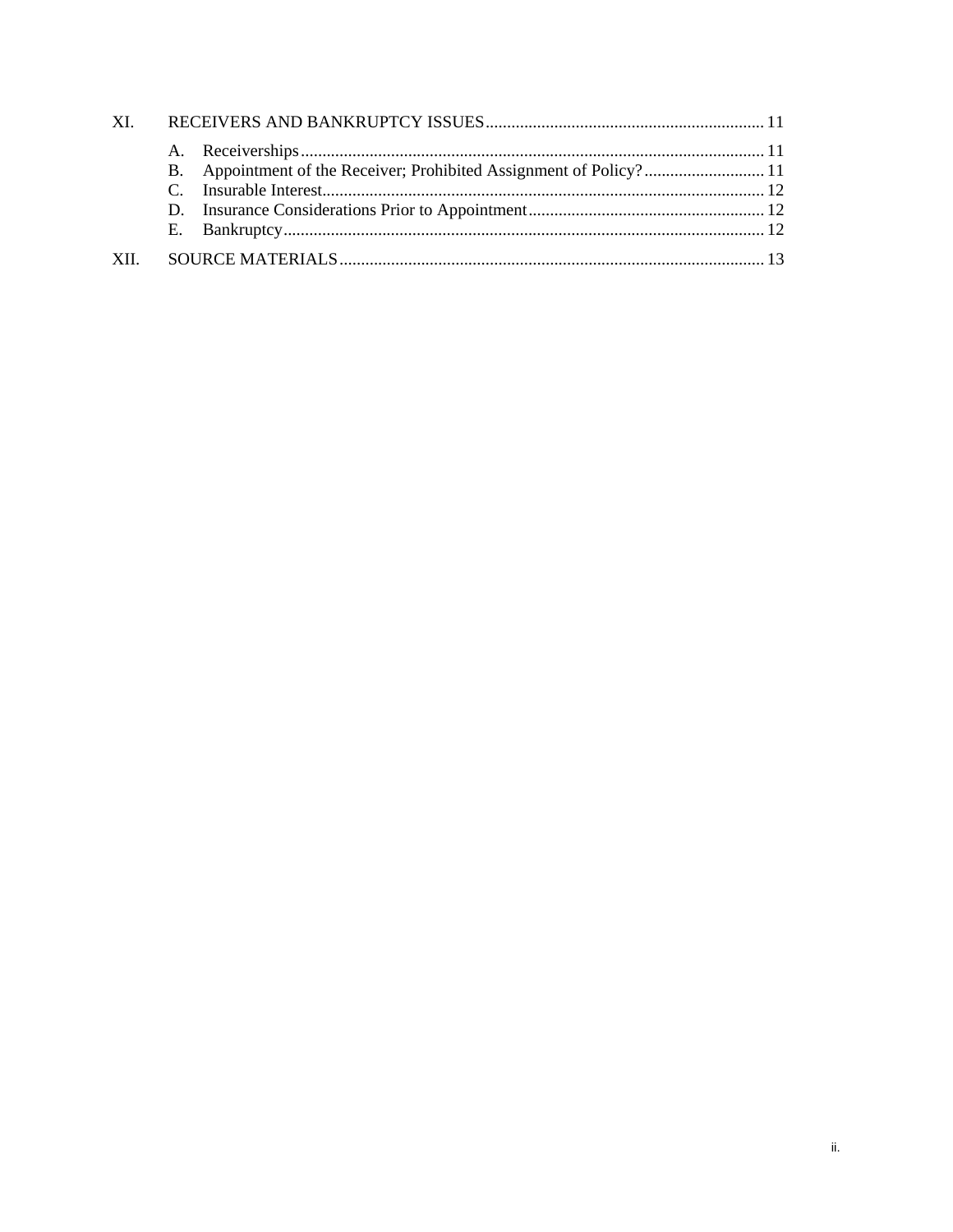XI. RECEIVERS AND BANKRUPTCY ISSUES ..... 11

- A. Receiverships ..... 11
- B. Appointment of the Receiver; Prohibited Assignment of Policy? ..... 11
- C. Insurable Interest ..... 12
- D. Insurance Considerations Prior to Appointment ..... 12
- E. Bankruptcy ..... 12

XII. SOURCE MATERIALS ..... 13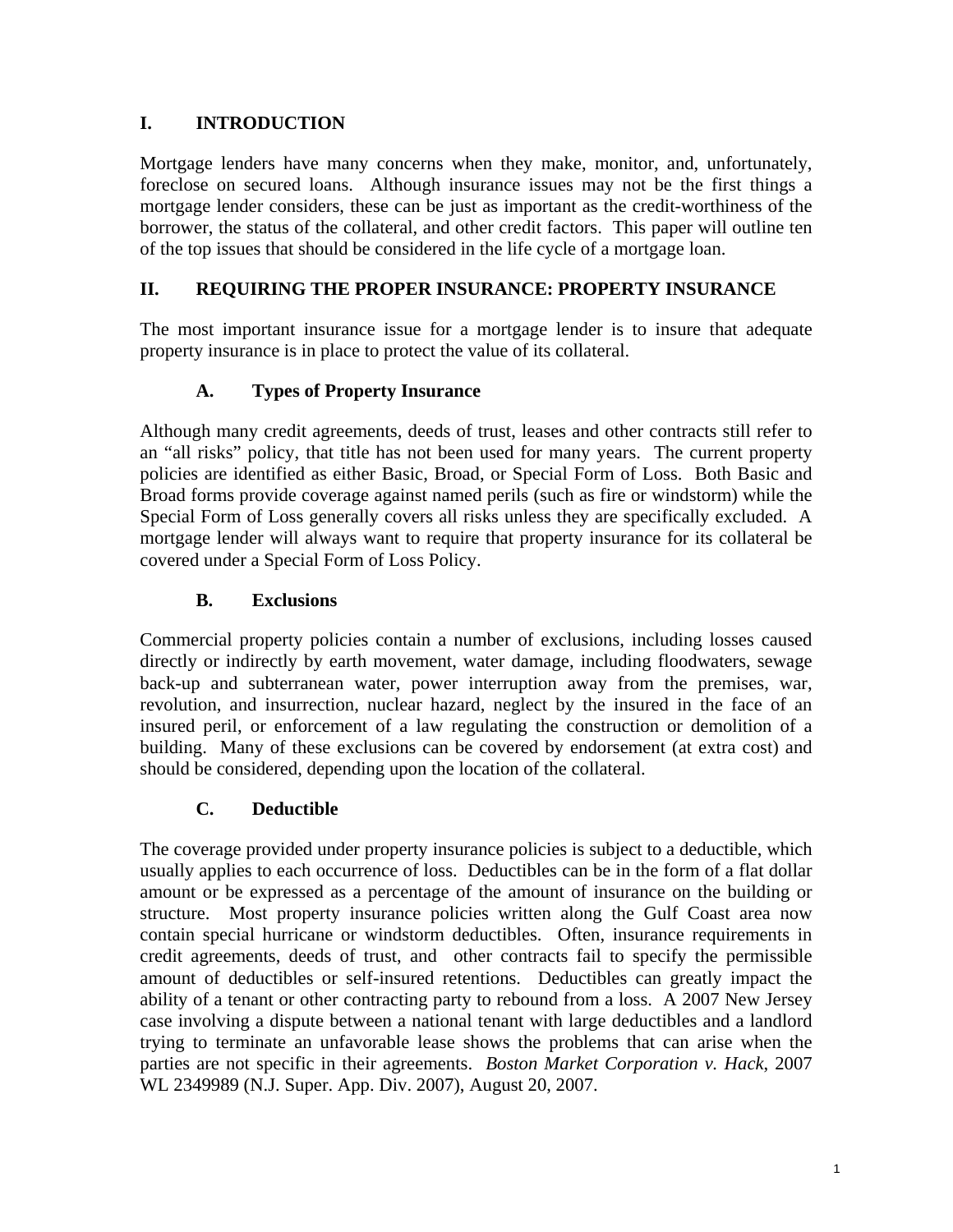# I. INTRODUCTION

Mortgage lenders have many concerns when they make, monitor, and, unfortunately, foreclose on secured loans. Although insurance issues may not be the first things a mortgage lender considers, these can be just as important as the credit-worthiness of the borrower, the status of the collateral, and other credit factors. This paper will outline ten of the top issues that should be considered in the life cycle of a mortgage loan.

# II. REQUIRING THE PROPER INSURANCE: PROPERTY INSURANCE

The most important insurance issue for a mortgage lender is to insure that adequate property insurance is in place to protect the value of its collateral.

## A. Types of Property Insurance

Although many credit agreements, deeds of trust, leases and other contracts still refer to an "all risks" policy, that title has not been used for many years. The current property policies are identified as either Basic, Broad, or Special Form of Loss. Both Basic and Broad forms provide coverage against named perils (such as fire or windstorm) while the Special Form of Loss generally covers all risks unless they are specifically excluded. A mortgage lender will always want to require that property insurance for its collateral be covered under a Special Form of Loss Policy.

## B. Exclusions

Commercial property policies contain a number of exclusions, including losses caused directly or indirectly by earth movement, water damage, including floodwaters, sewage back-up and subterranean water, power interruption away from the premises, war, revolution, and insurrection, nuclear hazard, neglect by the insured in the face of an insured peril, or enforcement of a law regulating the construction or demolition of a building. Many of these exclusions can be covered by endorsement (at extra cost) and should be considered, depending upon the location of the collateral.

## C. Deductible

The coverage provided under property insurance policies is subject to a deductible, which usually applies to each occurrence of loss. Deductibles can be in the form of a flat dollar amount or be expressed as a percentage of the amount of insurance on the building or structure. Most property insurance policies written along the Gulf Coast area now contain special hurricane or windstorm deductibles. Often, insurance requirements in credit agreements, deeds of trust, and other contracts fail to specify the permissible amount of deductibles or self-insured retentions. Deductibles can greatly impact the ability of a tenant or other contracting party to rebound from a loss. A 2007 New Jersey case involving a dispute between a national tenant with large deductibles and a landlord trying to terminate an unfavorable lease shows the problems that can arise when the parties are not specific in their agreements. *Boston Market Corporation v. Hack*, 2007 WL 2349989 (N.J. Super. App. Div. 2007), August 20, 2007.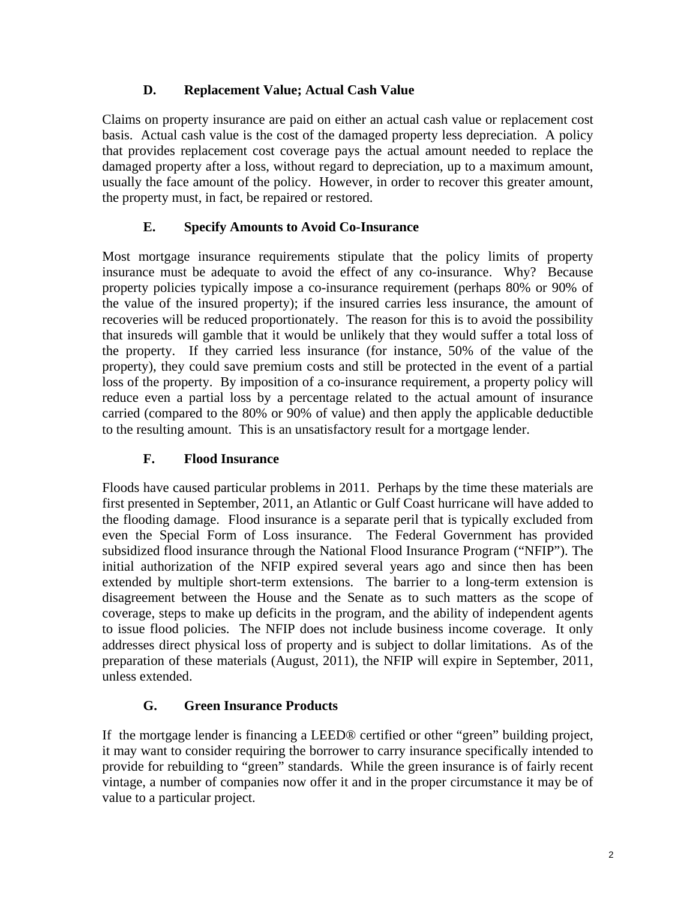### D. Replacement Value; Actual Cash Value

Claims on property insurance are paid on either an actual cash value or replacement cost basis. Actual cash value is the cost of the damaged property less depreciation. A policy that provides replacement cost coverage pays the actual amount needed to replace the damaged property after a loss, without regard to depreciation, up to a maximum amount, usually the face amount of the policy. However, in order to recover this greater amount, the property must, in fact, be repaired or restored.

### E. Specify Amounts to Avoid Co-Insurance

Most mortgage insurance requirements stipulate that the policy limits of property insurance must be adequate to avoid the effect of any co-insurance. Why? Because property policies typically impose a co-insurance requirement (perhaps 80% or 90% of the value of the insured property); if the insured carries less insurance, the amount of recoveries will be reduced proportionately. The reason for this is to avoid the possibility that insureds will gamble that it would be unlikely that they would suffer a total loss of the property. If they carried less insurance (for instance, 50% of the value of the property), they could save premium costs and still be protected in the event of a partial loss of the property. By imposition of a co-insurance requirement, a property policy will reduce even a partial loss by a percentage related to the actual amount of insurance carried (compared to the 80% or 90% of value) and then apply the applicable deductible to the resulting amount. This is an unsatisfactory result for a mortgage lender.

### F. Flood Insurance

Floods have caused particular problems in 2011. Perhaps by the time these materials are first presented in September, 2011, an Atlantic or Gulf Coast hurricane will have added to the flooding damage. Flood insurance is a separate peril that is typically excluded from even the Special Form of Loss insurance. The Federal Government has provided subsidized flood insurance through the National Flood Insurance Program ("NFIP"). The initial authorization of the NFIP expired several years ago and since then has been extended by multiple short-term extensions. The barrier to a long-term extension is disagreement between the House and the Senate as to such matters as the scope of coverage, steps to make up deficits in the program, and the ability of independent agents to issue flood policies. The NFIP does not include business income coverage. It only addresses direct physical loss of property and is subject to dollar limitations. As of the preparation of these materials (August, 2011), the NFIP will expire in September, 2011, unless extended.

### G. Green Insurance Products

If the mortgage lender is financing a LEED® certified or other "green" building project, it may want to consider requiring the borrower to carry insurance specifically intended to provide for rebuilding to "green" standards. While the green insurance is of fairly recent vintage, a number of companies now offer it and in the proper circumstance it may be of value to a particular project.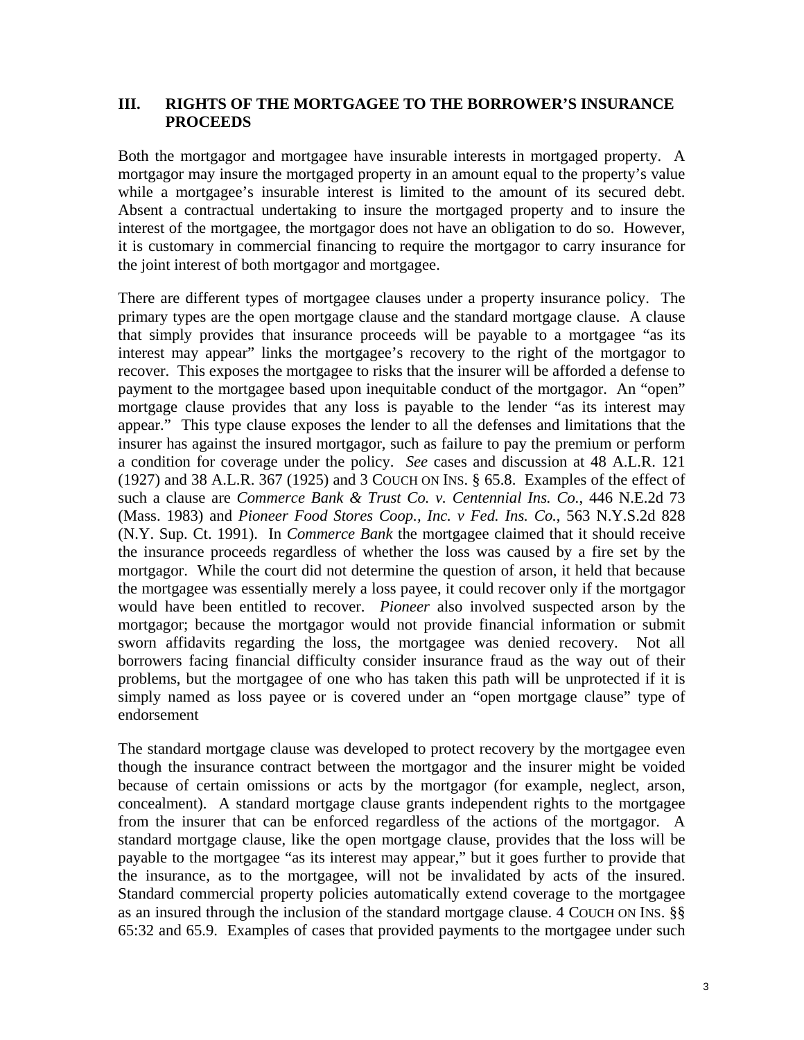## III. RIGHTS OF THE MORTGAGEE TO THE BORROWER'S INSURANCE PROCEEDS

Both the mortgagor and mortgagee have insurable interests in mortgaged property. A mortgagor may insure the mortgaged property in an amount equal to the property's value while a mortgagee's insurable interest is limited to the amount of its secured debt. Absent a contractual undertaking to insure the mortgaged property and to insure the interest of the mortgagee, the mortgagor does not have an obligation to do so. However, it is customary in commercial financing to require the mortgagor to carry insurance for the joint interest of both mortgagor and mortgagee.

There are different types of mortgagee clauses under a property insurance policy. The primary types are the open mortgage clause and the standard mortgage clause. A clause that simply provides that insurance proceeds will be payable to a mortgagee "as its interest may appear" links the mortgagee's recovery to the right of the mortgagor to recover. This exposes the mortgagee to risks that the insurer will be afforded a defense to payment to the mortgagee based upon inequitable conduct of the mortgagor. An "open" mortgage clause provides that any loss is payable to the lender "as its interest may appear." This type clause exposes the lender to all the defenses and limitations that the insurer has against the insured mortgagor, such as failure to pay the premium or perform a condition for coverage under the policy. *See* cases and discussion at 48 A.L.R. 121 (1927) and 38 A.L.R. 367 (1925) and 3 COUCH ON INS. § 65.8. Examples of the effect of such a clause are *Commerce Bank & Trust Co. v. Centennial Ins. Co.*, 446 N.E.2d 73 (Mass. 1983) and *Pioneer Food Stores Coop., Inc. v Fed. Ins. Co.*, 563 N.Y.S.2d 828 (N.Y. Sup. Ct. 1991). In *Commerce Bank* the mortgagee claimed that it should receive the insurance proceeds regardless of whether the loss was caused by a fire set by the mortgagor. While the court did not determine the question of arson, it held that because the mortgagee was essentially merely a loss payee, it could recover only if the mortgagor would have been entitled to recover. *Pioneer* also involved suspected arson by the mortgagor; because the mortgagor would not provide financial information or submit sworn affidavits regarding the loss, the mortgagee was denied recovery. Not all borrowers facing financial difficulty consider insurance fraud as the way out of their problems, but the mortgagee of one who has taken this path will be unprotected if it is simply named as loss payee or is covered under an "open mortgage clause" type of endorsement

The standard mortgage clause was developed to protect recovery by the mortgagee even though the insurance contract between the mortgagor and the insurer might be voided because of certain omissions or acts by the mortgagor (for example, neglect, arson, concealment). A standard mortgage clause grants independent rights to the mortgagee from the insurer that can be enforced regardless of the actions of the mortgagor. A standard mortgage clause, like the open mortgage clause, provides that the loss will be payable to the mortgagee "as its interest may appear," but it goes further to provide that the insurance, as to the mortgagee, will not be invalidated by acts of the insured. Standard commercial property policies automatically extend coverage to the mortgagee as an insured through the inclusion of the standard mortgage clause. 4 COUCH ON INS. §§ 65:32 and 65.9. Examples of cases that provided payments to the mortgagee under such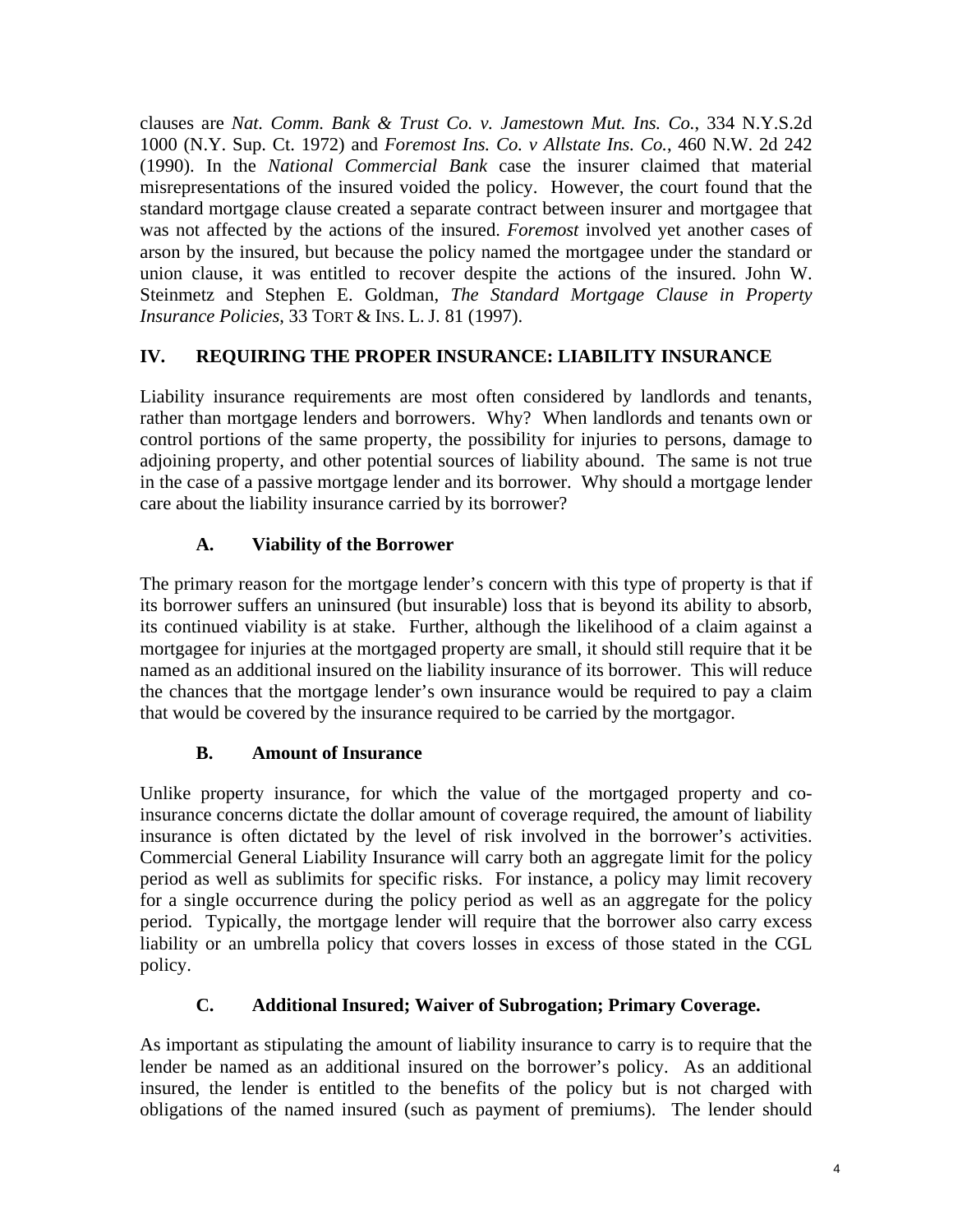clauses are *Nat. Comm. Bank & Trust Co. v. Jamestown Mut. Ins. Co.*, 334 N.Y.S.2d 1000 (N.Y. Sup. Ct. 1972) and *Foremost Ins. Co. v Allstate Ins. Co.*, 460 N.W. 2d 242 (1990). In the *National Commercial Bank* case the insurer claimed that material misrepresentations of the insured voided the policy. However, the court found that the standard mortgage clause created a separate contract between insurer and mortgagee that was not affected by the actions of the insured. *Foremost* involved yet another cases of arson by the insured, but because the policy named the mortgagee under the standard or union clause, it was entitled to recover despite the actions of the insured. John W. Steinmetz and Stephen E. Goldman, *The Standard Mortgage Clause in Property Insurance Policies*, 33 TORT & INS. L. J. 81 (1997).

## IV. REQUIRING THE PROPER INSURANCE: LIABILITY INSURANCE

Liability insurance requirements are most often considered by landlords and tenants, rather than mortgage lenders and borrowers. Why? When landlords and tenants own or control portions of the same property, the possibility for injuries to persons, damage to adjoining property, and other potential sources of liability abound. The same is not true in the case of a passive mortgage lender and its borrower. Why should a mortgage lender care about the liability insurance carried by its borrower?

### A. Viability of the Borrower

The primary reason for the mortgage lender's concern with this type of property is that if its borrower suffers an uninsured (but insurable) loss that is beyond its ability to absorb, its continued viability is at stake. Further, although the likelihood of a claim against a mortgagee for injuries at the mortgaged property are small, it should still require that it be named as an additional insured on the liability insurance of its borrower. This will reduce the chances that the mortgage lender's own insurance would be required to pay a claim that would be covered by the insurance required to be carried by the mortgagor.

### B. Amount of Insurance

Unlike property insurance, for which the value of the mortgaged property and co-insurance concerns dictate the dollar amount of coverage required, the amount of liability insurance is often dictated by the level of risk involved in the borrower's activities. Commercial General Liability Insurance will carry both an aggregate limit for the policy period as well as sublimits for specific risks. For instance, a policy may limit recovery for a single occurrence during the policy period as well as an aggregate for the policy period. Typically, the mortgage lender will require that the borrower also carry excess liability or an umbrella policy that covers losses in excess of those stated in the CGL policy.

### C. Additional Insured; Waiver of Subrogation; Primary Coverage.

As important as stipulating the amount of liability insurance to carry is to require that the lender be named as an additional insured on the borrower's policy. As an additional insured, the lender is entitled to the benefits of the policy but is not charged with obligations of the named insured (such as payment of premiums). The lender should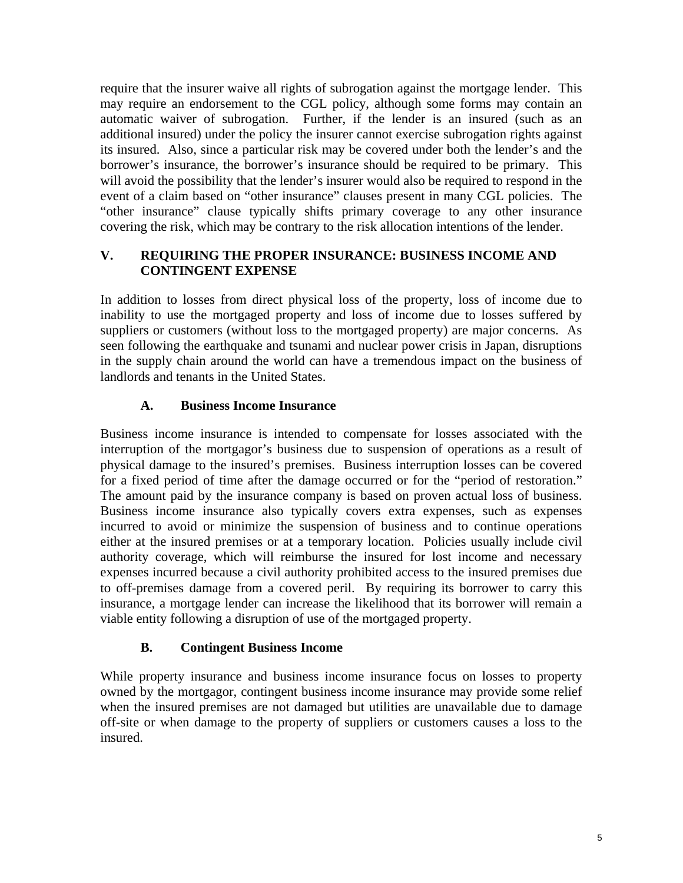require that the insurer waive all rights of subrogation against the mortgage lender. This may require an endorsement to the CGL policy, although some forms may contain an automatic waiver of subrogation. Further, if the lender is an insured (such as an additional insured) under the policy the insurer cannot exercise subrogation rights against its insured. Also, since a particular risk may be covered under both the lender's and the borrower's insurance, the borrower's insurance should be required to be primary. This will avoid the possibility that the lender's insurer would also be required to respond in the event of a claim based on "other insurance" clauses present in many CGL policies. The "other insurance" clause typically shifts primary coverage to any other insurance covering the risk, which may be contrary to the risk allocation intentions of the lender.

## V. REQUIRING THE PROPER INSURANCE: BUSINESS INCOME AND CONTINGENT EXPENSE

In addition to losses from direct physical loss of the property, loss of income due to inability to use the mortgaged property and loss of income due to losses suffered by suppliers or customers (without loss to the mortgaged property) are major concerns. As seen following the earthquake and tsunami and nuclear power crisis in Japan, disruptions in the supply chain around the world can have a tremendous impact on the business of landlords and tenants in the United States.

### A. Business Income Insurance

Business income insurance is intended to compensate for losses associated with the interruption of the mortgagor's business due to suspension of operations as a result of physical damage to the insured's premises. Business interruption losses can be covered for a fixed period of time after the damage occurred or for the "period of restoration." The amount paid by the insurance company is based on proven actual loss of business. Business income insurance also typically covers extra expenses, such as expenses incurred to avoid or minimize the suspension of business and to continue operations either at the insured premises or at a temporary location. Policies usually include civil authority coverage, which will reimburse the insured for lost income and necessary expenses incurred because a civil authority prohibited access to the insured premises due to off-premises damage from a covered peril. By requiring its borrower to carry this insurance, a mortgage lender can increase the likelihood that its borrower will remain a viable entity following a disruption of use of the mortgaged property.

### B. Contingent Business Income

While property insurance and business income insurance focus on losses to property owned by the mortgagor, contingent business income insurance may provide some relief when the insured premises are not damaged but utilities are unavailable due to damage off-site or when damage to the property of suppliers or customers causes a loss to the insured.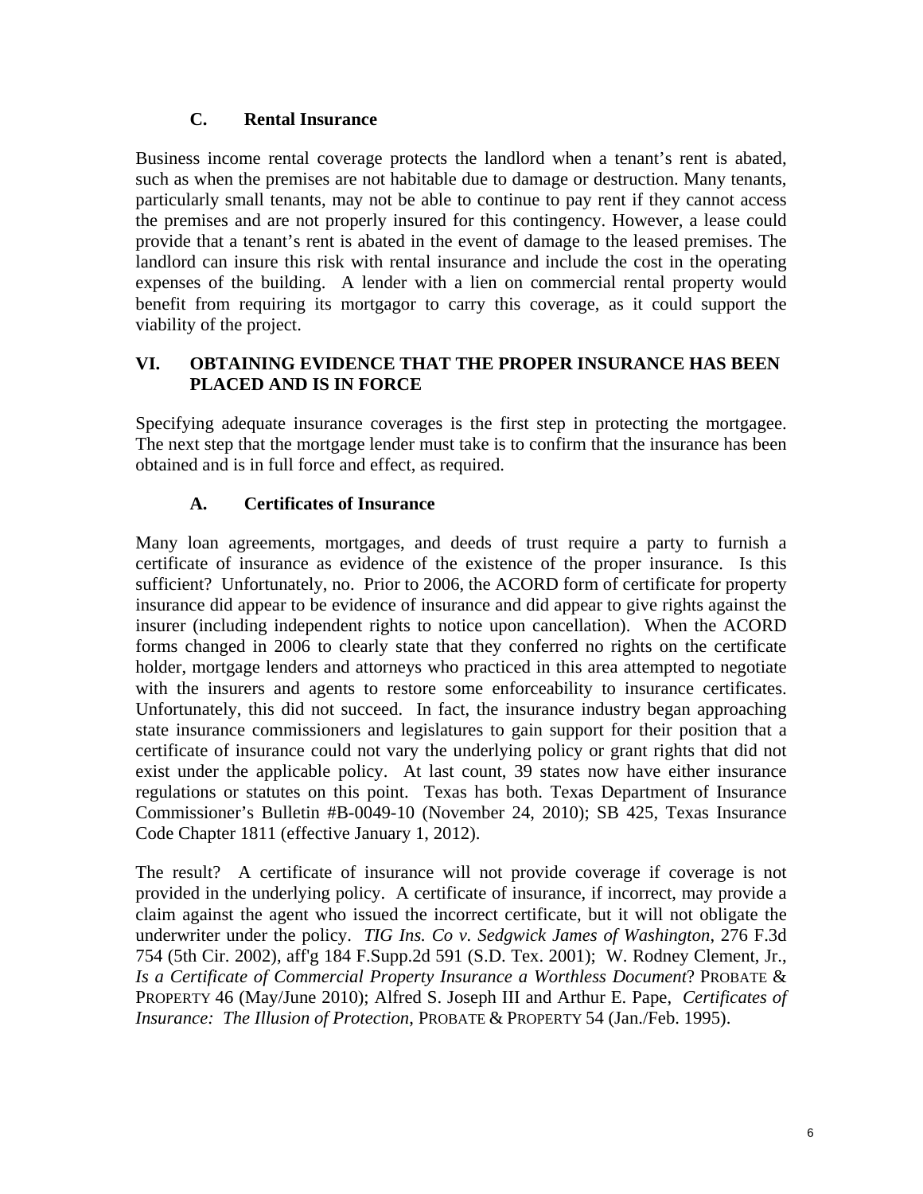### C. Rental Insurance

Business income rental coverage protects the landlord when a tenant's rent is abated, such as when the premises are not habitable due to damage or destruction. Many tenants, particularly small tenants, may not be able to continue to pay rent if they cannot access the premises and are not properly insured for this contingency. However, a lease could provide that a tenant's rent is abated in the event of damage to the leased premises. The landlord can insure this risk with rental insurance and include the cost in the operating expenses of the building. A lender with a lien on commercial rental property would benefit from requiring its mortgagor to carry this coverage, as it could support the viability of the project.

## VI. OBTAINING EVIDENCE THAT THE PROPER INSURANCE HAS BEEN PLACED AND IS IN FORCE

Specifying adequate insurance coverages is the first step in protecting the mortgagee. The next step that the mortgage lender must take is to confirm that the insurance has been obtained and is in full force and effect, as required.

### A. Certificates of Insurance

Many loan agreements, mortgages, and deeds of trust require a party to furnish a certificate of insurance as evidence of the existence of the proper insurance. Is this sufficient? Unfortunately, no. Prior to 2006, the ACORD form of certificate for property insurance did appear to be evidence of insurance and did appear to give rights against the insurer (including independent rights to notice upon cancellation). When the ACORD forms changed in 2006 to clearly state that they conferred no rights on the certificate holder, mortgage lenders and attorneys who practiced in this area attempted to negotiate with the insurers and agents to restore some enforceability to insurance certificates. Unfortunately, this did not succeed. In fact, the insurance industry began approaching state insurance commissioners and legislatures to gain support for their position that a certificate of insurance could not vary the underlying policy or grant rights that did not exist under the applicable policy. At last count, 39 states now have either insurance regulations or statutes on this point. Texas has both. Texas Department of Insurance Commissioner's Bulletin #B-0049-10 (November 24, 2010); SB 425, Texas Insurance Code Chapter 1811 (effective January 1, 2012).

The result? A certificate of insurance will not provide coverage if coverage is not provided in the underlying policy. A certificate of insurance, if incorrect, may provide a claim against the agent who issued the incorrect certificate, but it will not obligate the underwriter under the policy. *TIG Ins. Co v. Sedgwick James of Washington*, 276 F.3d 754 (5th Cir. 2002), aff'g 184 F.Supp.2d 591 (S.D. Tex. 2001); W. Rodney Clement, Jr., *Is a Certificate of Commercial Property Insurance a Worthless Document*? PROBATE & PROPERTY 46 (May/June 2010); Alfred S. Joseph III and Arthur E. Pape, *Certificates of Insurance: The Illusion of Protection*, PROBATE & PROPERTY 54 (Jan./Feb. 1995).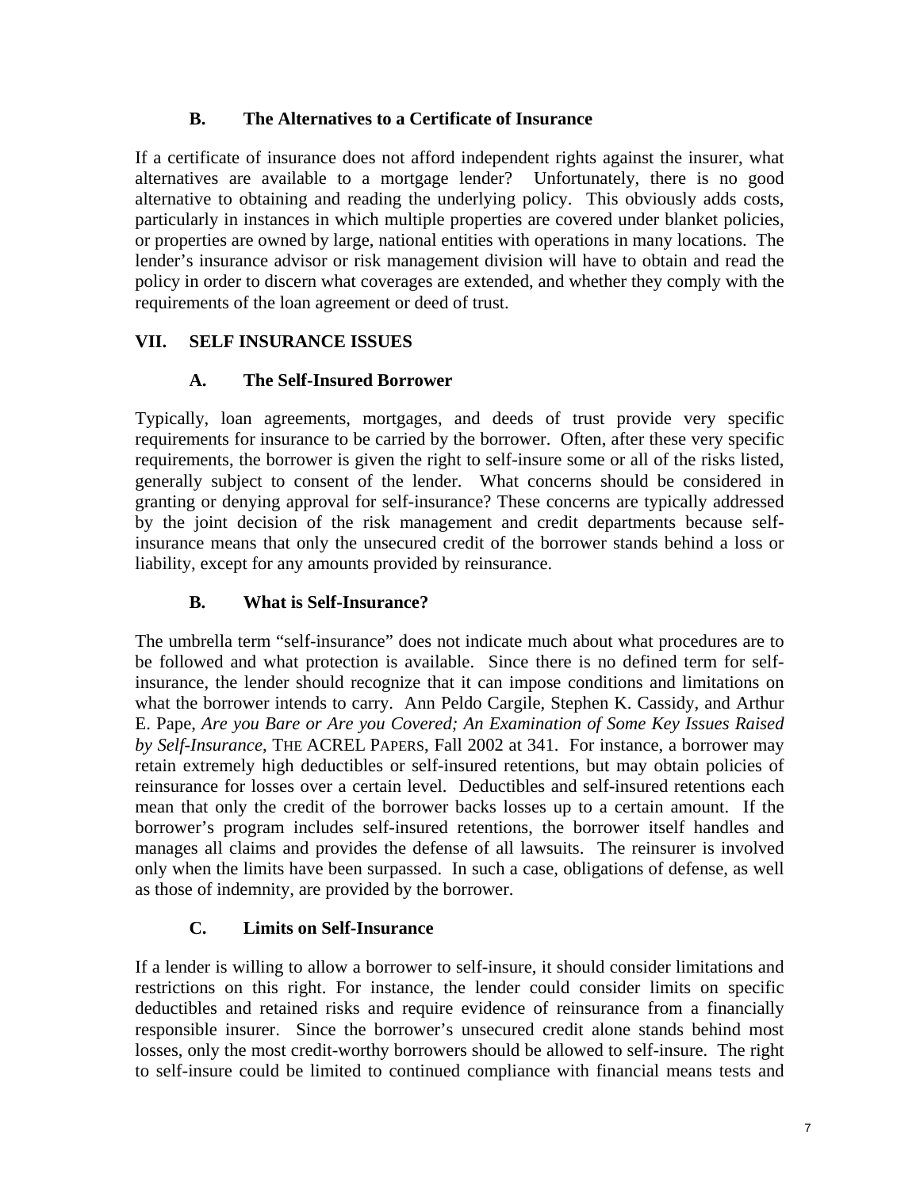### B. The Alternatives to a Certificate of Insurance

If a certificate of insurance does not afford independent rights against the insurer, what alternatives are available to a mortgage lender? Unfortunately, there is no good alternative to obtaining and reading the underlying policy. This obviously adds costs, particularly in instances in which multiple properties are covered under blanket policies, or properties are owned by large, national entities with operations in many locations. The lender's insurance advisor or risk management division will have to obtain and read the policy in order to discern what coverages are extended, and whether they comply with the requirements of the loan agreement or deed of trust.

## VII. SELF INSURANCE ISSUES

### A. The Self-Insured Borrower

Typically, loan agreements, mortgages, and deeds of trust provide very specific requirements for insurance to be carried by the borrower. Often, after these very specific requirements, the borrower is given the right to self-insure some or all of the risks listed, generally subject to consent of the lender. What concerns should be considered in granting or denying approval for self-insurance? These concerns are typically addressed by the joint decision of the risk management and credit departments because self-insurance means that only the unsecured credit of the borrower stands behind a loss or liability, except for any amounts provided by reinsurance.

### B. What is Self-Insurance?

The umbrella term "self-insurance" does not indicate much about what procedures are to be followed and what protection is available. Since there is no defined term for self-insurance, the lender should recognize that it can impose conditions and limitations on what the borrower intends to carry. Ann Peldo Cargile, Stephen K. Cassidy, and Arthur E. Pape, *Are you Bare or Are you Covered; An Examination of Some Key Issues Raised by Self-Insurance*, THE ACREL PAPERS, Fall 2002 at 341. For instance, a borrower may retain extremely high deductibles or self-insured retentions, but may obtain policies of reinsurance for losses over a certain level. Deductibles and self-insured retentions each mean that only the credit of the borrower backs losses up to a certain amount. If the borrower's program includes self-insured retentions, the borrower itself handles and manages all claims and provides the defense of all lawsuits. The reinsurer is involved only when the limits have been surpassed. In such a case, obligations of defense, as well as those of indemnity, are provided by the borrower.

### C. Limits on Self-Insurance

If a lender is willing to allow a borrower to self-insure, it should consider limitations and restrictions on this right. For instance, the lender could consider limits on specific deductibles and retained risks and require evidence of reinsurance from a financially responsible insurer. Since the borrower's unsecured credit alone stands behind most losses, only the most credit-worthy borrowers should be allowed to self-insure. The right to self-insure could be limited to continued compliance with financial means tests and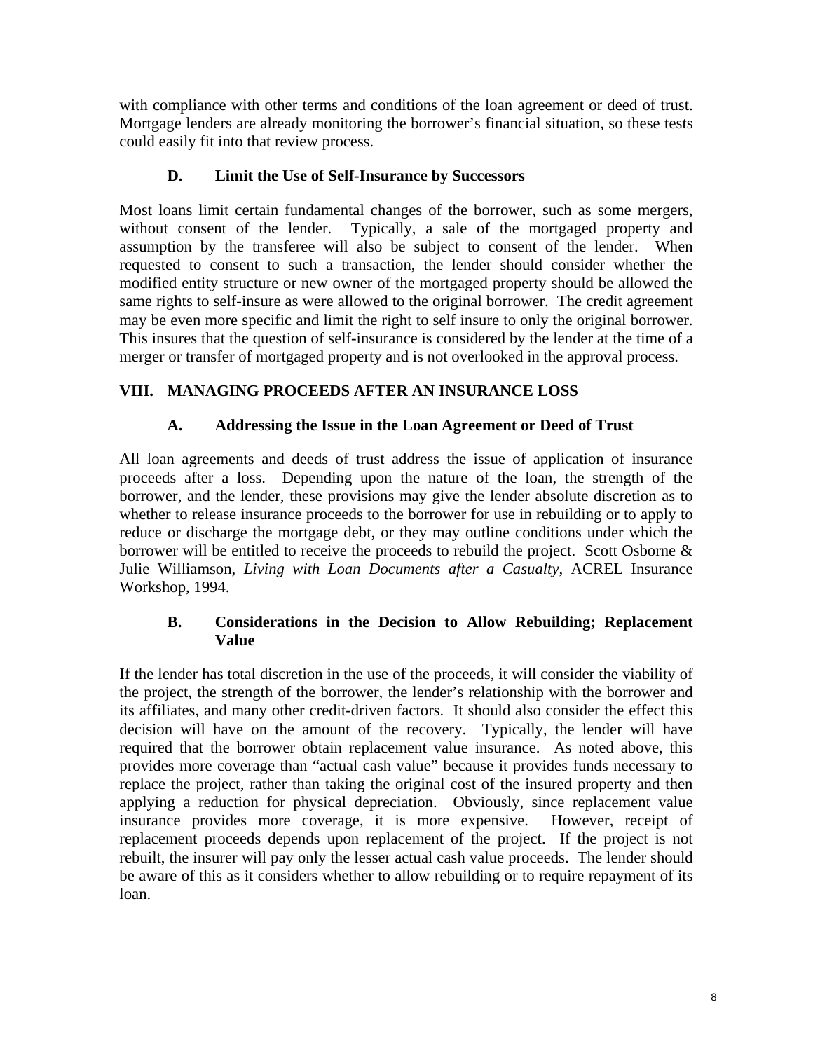with compliance with other terms and conditions of the loan agreement or deed of trust. Mortgage lenders are already monitoring the borrower's financial situation, so these tests could easily fit into that review process.

### D. Limit the Use of Self-Insurance by Successors

Most loans limit certain fundamental changes of the borrower, such as some mergers, without consent of the lender. Typically, a sale of the mortgaged property and assumption by the transferee will also be subject to consent of the lender. When requested to consent to such a transaction, the lender should consider whether the modified entity structure or new owner of the mortgaged property should be allowed the same rights to self-insure as were allowed to the original borrower. The credit agreement may be even more specific and limit the right to self insure to only the original borrower. This insures that the question of self-insurance is considered by the lender at the time of a merger or transfer of mortgaged property and is not overlooked in the approval process.

## VIII. MANAGING PROCEEDS AFTER AN INSURANCE LOSS

### A. Addressing the Issue in the Loan Agreement or Deed of Trust

All loan agreements and deeds of trust address the issue of application of insurance proceeds after a loss. Depending upon the nature of the loan, the strength of the borrower, and the lender, these provisions may give the lender absolute discretion as to whether to release insurance proceeds to the borrower for use in rebuilding or to apply to reduce or discharge the mortgage debt, or they may outline conditions under which the borrower will be entitled to receive the proceeds to rebuild the project. Scott Osborne & Julie Williamson, *Living with Loan Documents after a Casualty*, ACREL Insurance Workshop, 1994.

### B. Considerations in the Decision to Allow Rebuilding; Replacement Value

If the lender has total discretion in the use of the proceeds, it will consider the viability of the project, the strength of the borrower, the lender's relationship with the borrower and its affiliates, and many other credit-driven factors. It should also consider the effect this decision will have on the amount of the recovery. Typically, the lender will have required that the borrower obtain replacement value insurance. As noted above, this provides more coverage than "actual cash value" because it provides funds necessary to replace the project, rather than taking the original cost of the insured property and then applying a reduction for physical depreciation. Obviously, since replacement value insurance provides more coverage, it is more expensive. However, receipt of replacement proceeds depends upon replacement of the project. If the project is not rebuilt, the insurer will pay only the lesser actual cash value proceeds. The lender should be aware of this as it considers whether to allow rebuilding or to require repayment of its loan.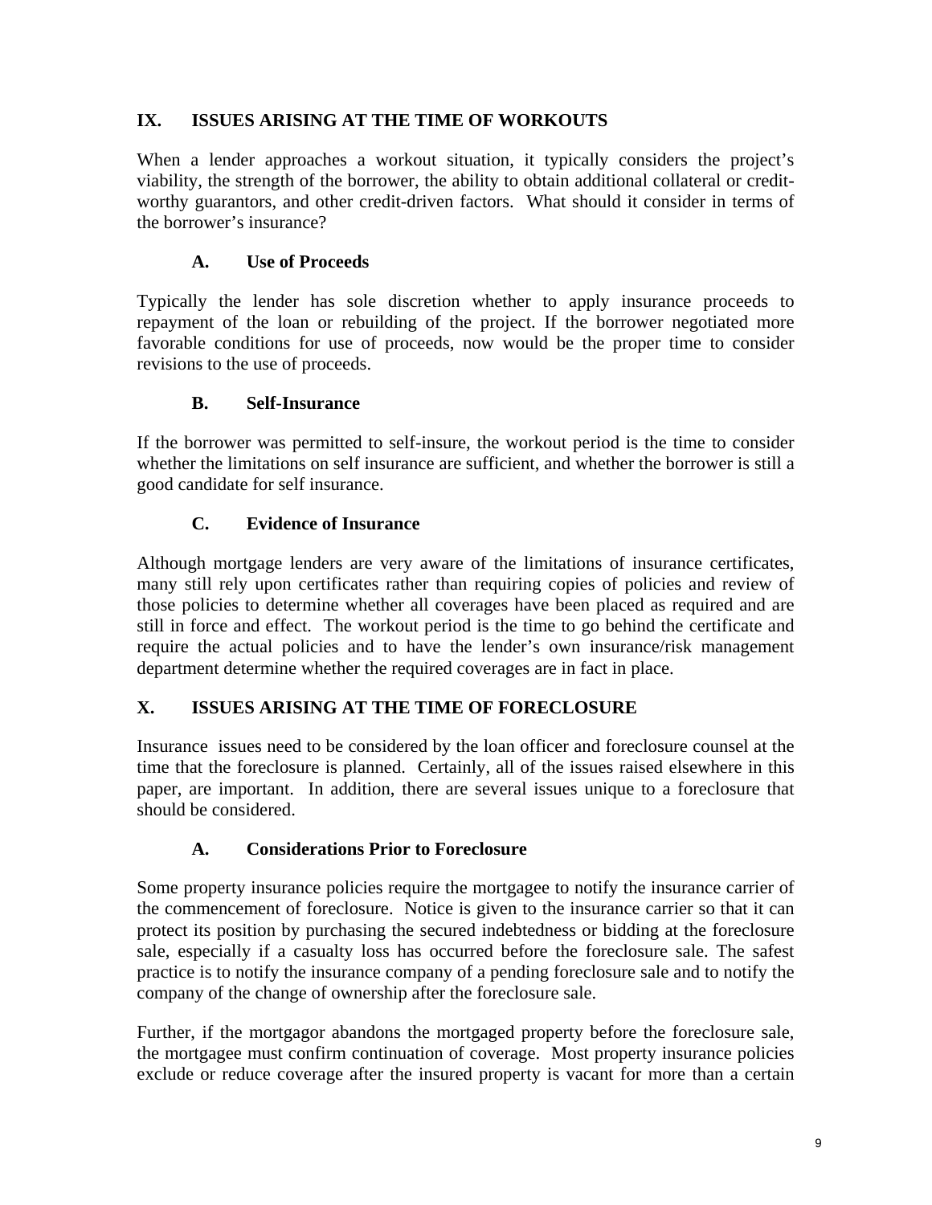## IX. ISSUES ARISING AT THE TIME OF WORKOUTS

When a lender approaches a workout situation, it typically considers the project's viability, the strength of the borrower, the ability to obtain additional collateral or credit-worthy guarantors, and other credit-driven factors. What should it consider in terms of the borrower's insurance?

### A. Use of Proceeds

Typically the lender has sole discretion whether to apply insurance proceeds to repayment of the loan or rebuilding of the project. If the borrower negotiated more favorable conditions for use of proceeds, now would be the proper time to consider revisions to the use of proceeds.

### B. Self-Insurance

If the borrower was permitted to self-insure, the workout period is the time to consider whether the limitations on self insurance are sufficient, and whether the borrower is still a good candidate for self insurance.

### C. Evidence of Insurance

Although mortgage lenders are very aware of the limitations of insurance certificates, many still rely upon certificates rather than requiring copies of policies and review of those policies to determine whether all coverages have been placed as required and are still in force and effect. The workout period is the time to go behind the certificate and require the actual policies and to have the lender's own insurance/risk management department determine whether the required coverages are in fact in place.

## X. ISSUES ARISING AT THE TIME OF FORECLOSURE

Insurance issues need to be considered by the loan officer and foreclosure counsel at the time that the foreclosure is planned. Certainly, all of the issues raised elsewhere in this paper, are important. In addition, there are several issues unique to a foreclosure that should be considered.

### A. Considerations Prior to Foreclosure

Some property insurance policies require the mortgagee to notify the insurance carrier of the commencement of foreclosure. Notice is given to the insurance carrier so that it can protect its position by purchasing the secured indebtedness or bidding at the foreclosure sale, especially if a casualty loss has occurred before the foreclosure sale. The safest practice is to notify the insurance company of a pending foreclosure sale and to notify the company of the change of ownership after the foreclosure sale.

Further, if the mortgagor abandons the mortgaged property before the foreclosure sale, the mortgagee must confirm continuation of coverage. Most property insurance policies exclude or reduce coverage after the insured property is vacant for more than a certain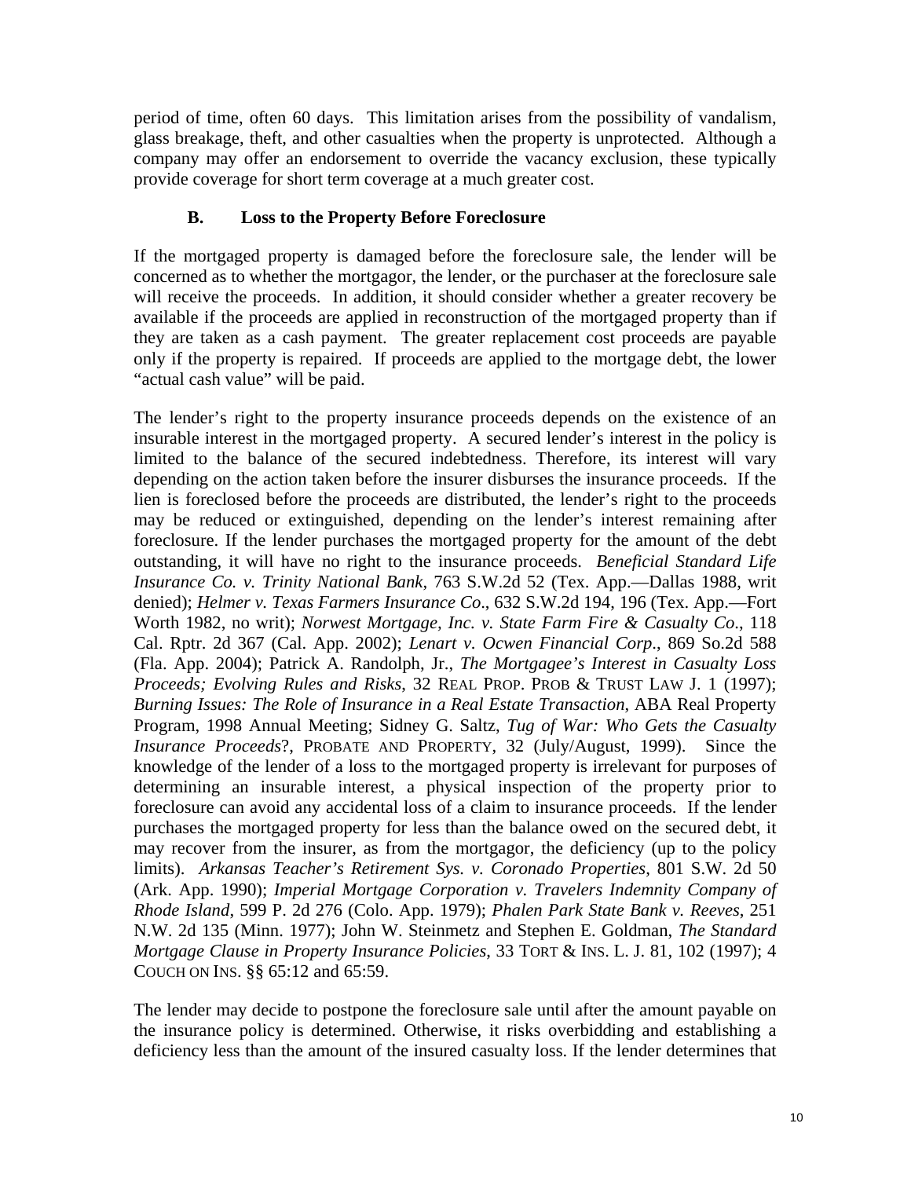period of time, often 60 days. This limitation arises from the possibility of vandalism, glass breakage, theft, and other casualties when the property is unprotected. Although a company may offer an endorsement to override the vacancy exclusion, these typically provide coverage for short term coverage at a much greater cost.

### B. Loss to the Property Before Foreclosure

If the mortgaged property is damaged before the foreclosure sale, the lender will be concerned as to whether the mortgagor, the lender, or the purchaser at the foreclosure sale will receive the proceeds. In addition, it should consider whether a greater recovery be available if the proceeds are applied in reconstruction of the mortgaged property than if they are taken as a cash payment. The greater replacement cost proceeds are payable only if the property is repaired. If proceeds are applied to the mortgage debt, the lower "actual cash value" will be paid.

The lender's right to the property insurance proceeds depends on the existence of an insurable interest in the mortgaged property. A secured lender's interest in the policy is limited to the balance of the secured indebtedness. Therefore, its interest will vary depending on the action taken before the insurer disburses the insurance proceeds. If the lien is foreclosed before the proceeds are distributed, the lender's right to the proceeds may be reduced or extinguished, depending on the lender's interest remaining after foreclosure. If the lender purchases the mortgaged property for the amount of the debt outstanding, it will have no right to the insurance proceeds. *Beneficial Standard Life Insurance Co. v. Trinity National Bank*, 763 S.W.2d 52 (Tex. App.—Dallas 1988, writ denied); *Helmer v. Texas Farmers Insurance Co*., 632 S.W.2d 194, 196 (Tex. App.—Fort Worth 1982, no writ); *Norwest Mortgage, Inc. v. State Farm Fire & Casualty Co*., 118 Cal. Rptr. 2d 367 (Cal. App. 2002); *Lenart v. Ocwen Financial Corp*., 869 So.2d 588 (Fla. App. 2004); Patrick A. Randolph, Jr., *The Mortgagee's Interest in Casualty Loss Proceeds; Evolving Rules and Risks*, 32 REAL PROP. PROB & TRUST LAW J. 1 (1997); *Burning Issues: The Role of Insurance in a Real Estate Transaction*, ABA Real Property Program, 1998 Annual Meeting; Sidney G. Saltz, *Tug of War: Who Gets the Casualty Insurance Proceeds*?, PROBATE AND PROPERTY, 32 (July/August, 1999). Since the knowledge of the lender of a loss to the mortgaged property is irrelevant for purposes of determining an insurable interest, a physical inspection of the property prior to foreclosure can avoid any accidental loss of a claim to insurance proceeds. If the lender purchases the mortgaged property for less than the balance owed on the secured debt, it may recover from the insurer, as from the mortgagor, the deficiency (up to the policy limits). *Arkansas Teacher's Retirement Sys. v. Coronado Properties*, 801 S.W. 2d 50 (Ark. App. 1990); *Imperial Mortgage Corporation v. Travelers Indemnity Company of Rhode Island*, 599 P. 2d 276 (Colo. App. 1979); *Phalen Park State Bank v. Reeves*, 251 N.W. 2d 135 (Minn. 1977); John W. Steinmetz and Stephen E. Goldman, *The Standard Mortgage Clause in Property Insurance Policies*, 33 TORT & INS. L. J. 81, 102 (1997); 4 COUCH ON INS. §§ 65:12 and 65:59.

The lender may decide to postpone the foreclosure sale until after the amount payable on the insurance policy is determined. Otherwise, it risks overbidding and establishing a deficiency less than the amount of the insured casualty loss. If the lender determines that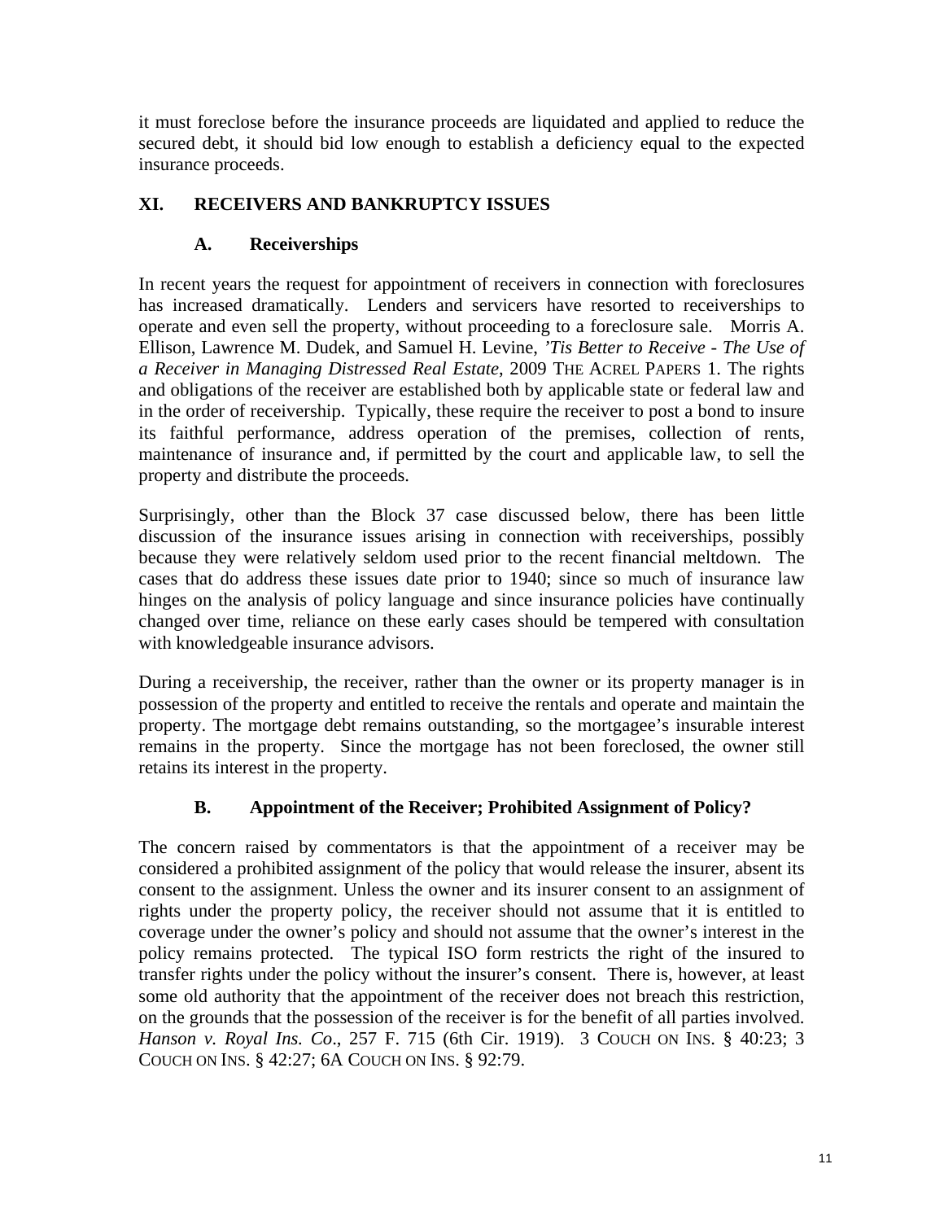it must foreclose before the insurance proceeds are liquidated and applied to reduce the secured debt, it should bid low enough to establish a deficiency equal to the expected insurance proceeds.

## XI. RECEIVERS AND BANKRUPTCY ISSUES

### A. Receiverships

In recent years the request for appointment of receivers in connection with foreclosures has increased dramatically. Lenders and servicers have resorted to receiverships to operate and even sell the property, without proceeding to a foreclosure sale. Morris A. Ellison, Lawrence M. Dudek, and Samuel H. Levine, *'Tis Better to Receive - The Use of a Receiver in Managing Distressed Real Estate*, 2009 THE ACREL PAPERS 1. The rights and obligations of the receiver are established both by applicable state or federal law and in the order of receivership. Typically, these require the receiver to post a bond to insure its faithful performance, address operation of the premises, collection of rents, maintenance of insurance and, if permitted by the court and applicable law, to sell the property and distribute the proceeds.

Surprisingly, other than the Block 37 case discussed below, there has been little discussion of the insurance issues arising in connection with receiverships, possibly because they were relatively seldom used prior to the recent financial meltdown. The cases that do address these issues date prior to 1940; since so much of insurance law hinges on the analysis of policy language and since insurance policies have continually changed over time, reliance on these early cases should be tempered with consultation with knowledgeable insurance advisors.

During a receivership, the receiver, rather than the owner or its property manager is in possession of the property and entitled to receive the rentals and operate and maintain the property. The mortgage debt remains outstanding, so the mortgagee's insurable interest remains in the property. Since the mortgage has not been foreclosed, the owner still retains its interest in the property.

### B. Appointment of the Receiver; Prohibited Assignment of Policy?

The concern raised by commentators is that the appointment of a receiver may be considered a prohibited assignment of the policy that would release the insurer, absent its consent to the assignment. Unless the owner and its insurer consent to an assignment of rights under the property policy, the receiver should not assume that it is entitled to coverage under the owner's policy and should not assume that the owner's interest in the policy remains protected. The typical ISO form restricts the right of the insured to transfer rights under the policy without the insurer's consent. There is, however, at least some old authority that the appointment of the receiver does not breach this restriction, on the grounds that the possession of the receiver is for the benefit of all parties involved. *Hanson v. Royal Ins. Co*., 257 F. 715 (6th Cir. 1919). 3 COUCH ON INS. § 40:23; 3 COUCH ON INS. § 42:27; 6A COUCH ON INS. § 92:79.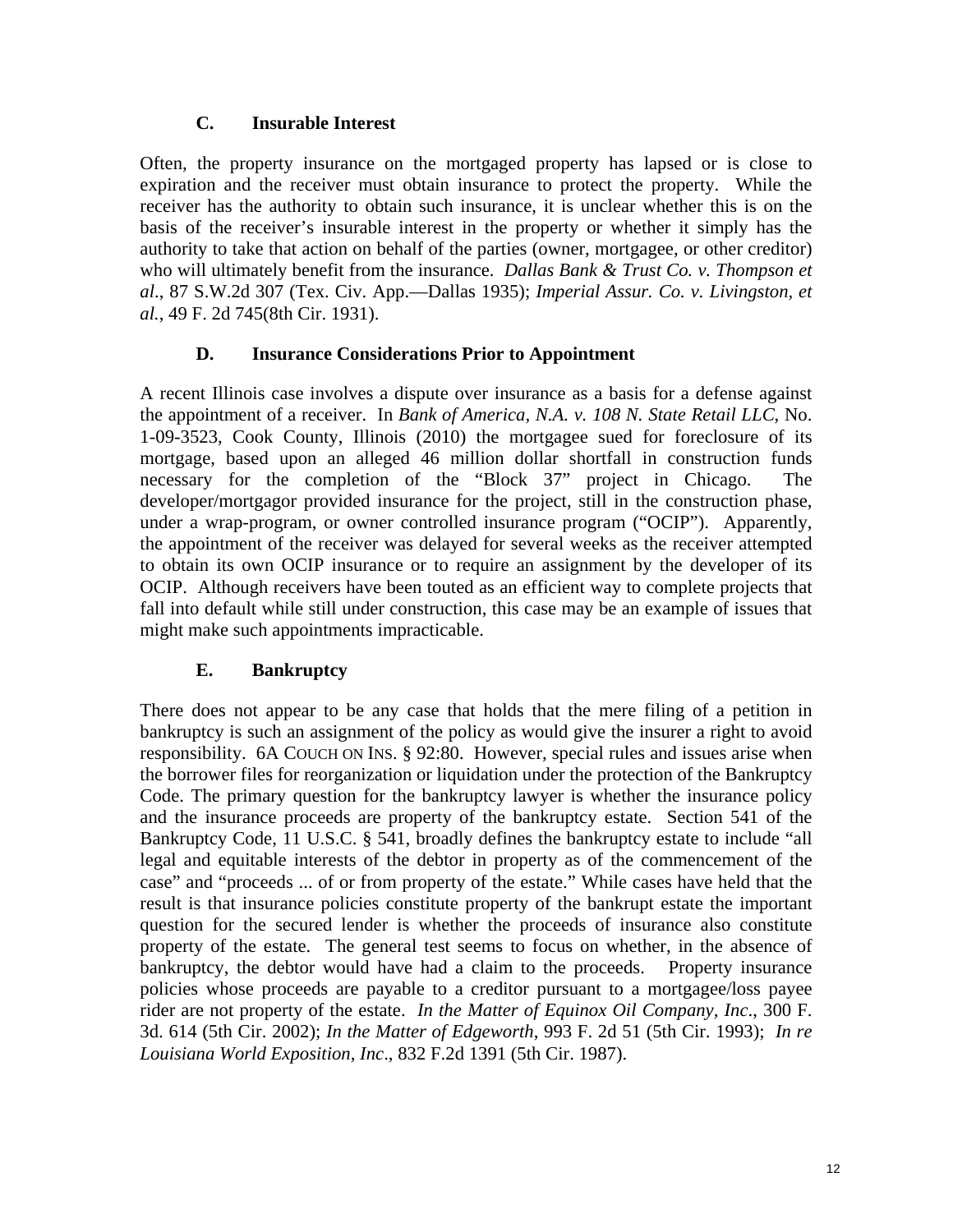### C. Insurable Interest

Often, the property insurance on the mortgaged property has lapsed or is close to expiration and the receiver must obtain insurance to protect the property. While the receiver has the authority to obtain such insurance, it is unclear whether this is on the basis of the receiver's insurable interest in the property or whether it simply has the authority to take that action on behalf of the parties (owner, mortgagee, or other creditor) who will ultimately benefit from the insurance. *Dallas Bank & Trust Co. v. Thompson et al*., 87 S.W.2d 307 (Tex. Civ. App.—Dallas 1935); *Imperial Assur. Co. v. Livingston, et al.,* 49 F. 2d 745(8th Cir. 1931).

### D. Insurance Considerations Prior to Appointment

A recent Illinois case involves a dispute over insurance as a basis for a defense against the appointment of a receiver. In *Bank of America, N.A. v. 108 N. State Retail LLC*, No. 1-09-3523, Cook County, Illinois (2010) the mortgagee sued for foreclosure of its mortgage, based upon an alleged 46 million dollar shortfall in construction funds necessary for the completion of the "Block 37" project in Chicago. The developer/mortgagor provided insurance for the project, still in the construction phase, under a wrap-program, or owner controlled insurance program ("OCIP"). Apparently, the appointment of the receiver was delayed for several weeks as the receiver attempted to obtain its own OCIP insurance or to require an assignment by the developer of its OCIP. Although receivers have been touted as an efficient way to complete projects that fall into default while still under construction, this case may be an example of issues that might make such appointments impracticable.

### E. Bankruptcy

There does not appear to be any case that holds that the mere filing of a petition in bankruptcy is such an assignment of the policy as would give the insurer a right to avoid responsibility. 6A COUCH ON INS. § 92:80. However, special rules and issues arise when the borrower files for reorganization or liquidation under the protection of the Bankruptcy Code. The primary question for the bankruptcy lawyer is whether the insurance policy and the insurance proceeds are property of the bankruptcy estate. Section 541 of the Bankruptcy Code, 11 U.S.C. § 541, broadly defines the bankruptcy estate to include "all legal and equitable interests of the debtor in property as of the commencement of the case" and "proceeds ... of or from property of the estate." While cases have held that the result is that insurance policies constitute property of the bankrupt estate the important question for the secured lender is whether the proceeds of insurance also constitute property of the estate. The general test seems to focus on whether, in the absence of bankruptcy, the debtor would have had a claim to the proceeds. Property insurance policies whose proceeds are payable to a creditor pursuant to a mortgagee/loss payee rider are not property of the estate. *In the Matter of Equinox Oil Company, Inc*., 300 F. 3d. 614 (5th Cir. 2002); *In the Matter of Edgeworth*, 993 F. 2d 51 (5th Cir. 1993); *In re Louisiana World Exposition, Inc*., 832 F.2d 1391 (5th Cir. 1987).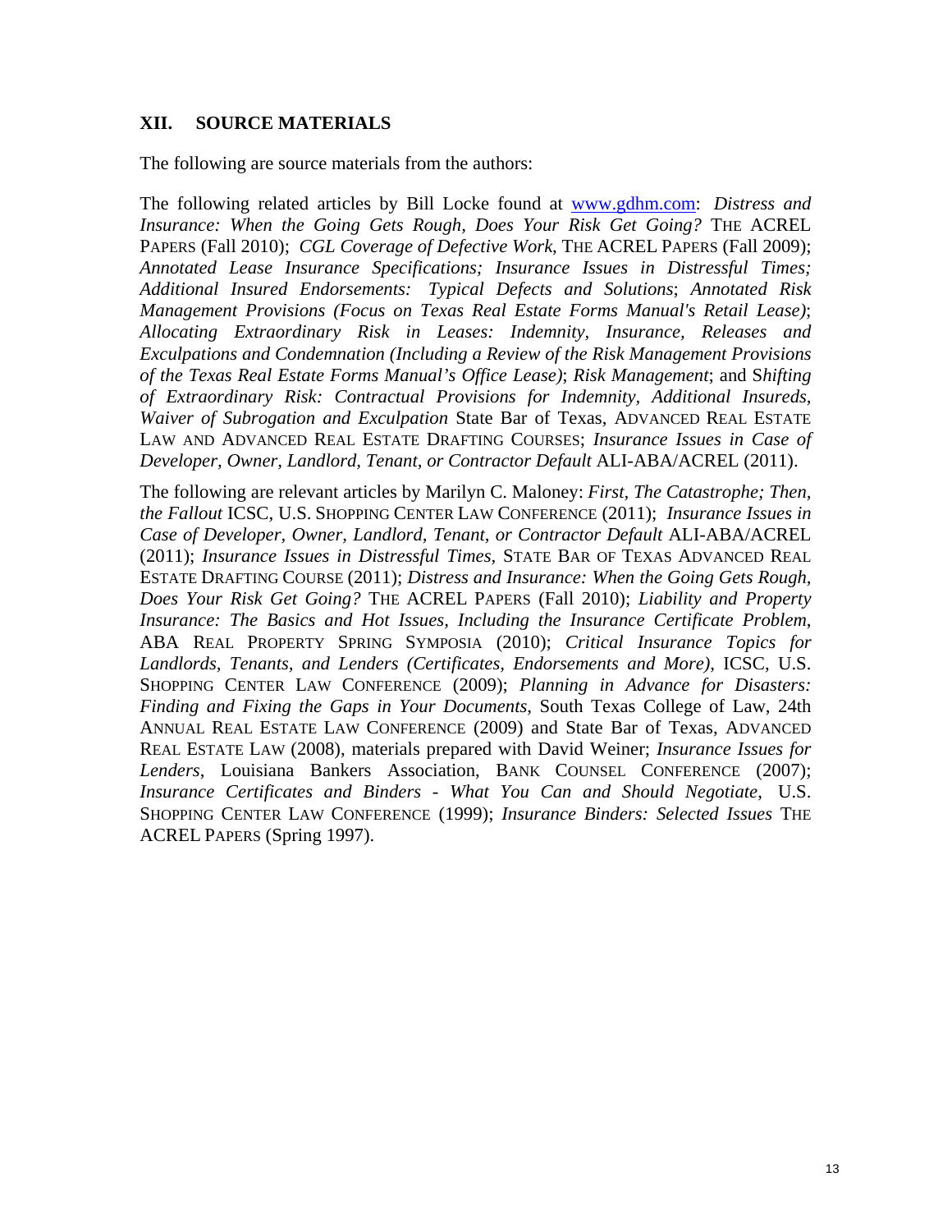## XII. SOURCE MATERIALS

The following are source materials from the authors:

The following related articles by Bill Locke found at www.gdhm.com: *Distress and Insurance: When the Going Gets Rough, Does Your Risk Get Going?* THE ACREL PAPERS (Fall 2010); *CGL Coverage of Defective Work*, THE ACREL PAPERS (Fall 2009); *Annotated Lease Insurance Specifications; Insurance Issues in Distressful Times; Additional Insured Endorsements: Typical Defects and Solutions*; *Annotated Risk Management Provisions (Focus on Texas Real Estate Forms Manual's Retail Lease)*; *Allocating Extraordinary Risk in Leases: Indemnity, Insurance, Releases and Exculpations and Condemnation (Including a Review of the Risk Management Provisions of the Texas Real Estate Forms Manual's Office Lease)*; *Risk Management*; and S*hifting of Extraordinary Risk: Contractual Provisions for Indemnity, Additional Insureds, Waiver of Subrogation and Exculpation* State Bar of Texas, ADVANCED REAL ESTATE LAW AND ADVANCED REAL ESTATE DRAFTING COURSES; *Insurance Issues in Case of Developer, Owner, Landlord, Tenant, or Contractor Default* ALI-ABA/ACREL (2011).

The following are relevant articles by Marilyn C. Maloney: *First, The Catastrophe; Then, the Fallout* ICSC, U.S. SHOPPING CENTER LAW CONFERENCE (2011); *Insurance Issues in Case of Developer, Owner, Landlord, Tenant, or Contractor Default* ALI-ABA/ACREL (2011); *Insurance Issues in Distressful Times*, STATE BAR OF TEXAS ADVANCED REAL ESTATE DRAFTING COURSE (2011); *Distress and Insurance: When the Going Gets Rough, Does Your Risk Get Going?* THE ACREL PAPERS (Fall 2010); *Liability and Property Insurance: The Basics and Hot Issues, Including the Insurance Certificate Problem*, ABA REAL PROPERTY SPRING SYMPOSIA (2010); *Critical Insurance Topics for Landlords, Tenants, and Lenders (Certificates, Endorsements and More)*, ICSC, U.S. SHOPPING CENTER LAW CONFERENCE (2009); *Planning in Advance for Disasters: Finding and Fixing the Gaps in Your Documents*, South Texas College of Law, 24th ANNUAL REAL ESTATE LAW CONFERENCE (2009) and State Bar of Texas, ADVANCED REAL ESTATE LAW (2008), materials prepared with David Weiner; *Insurance Issues for Lenders*, Louisiana Bankers Association, BANK COUNSEL CONFERENCE (2007); *Insurance Certificates and Binders - What You Can and Should Negotiate*, U.S. SHOPPING CENTER LAW CONFERENCE (1999); *Insurance Binders: Selected Issues* THE ACREL PAPERS (Spring 1997).